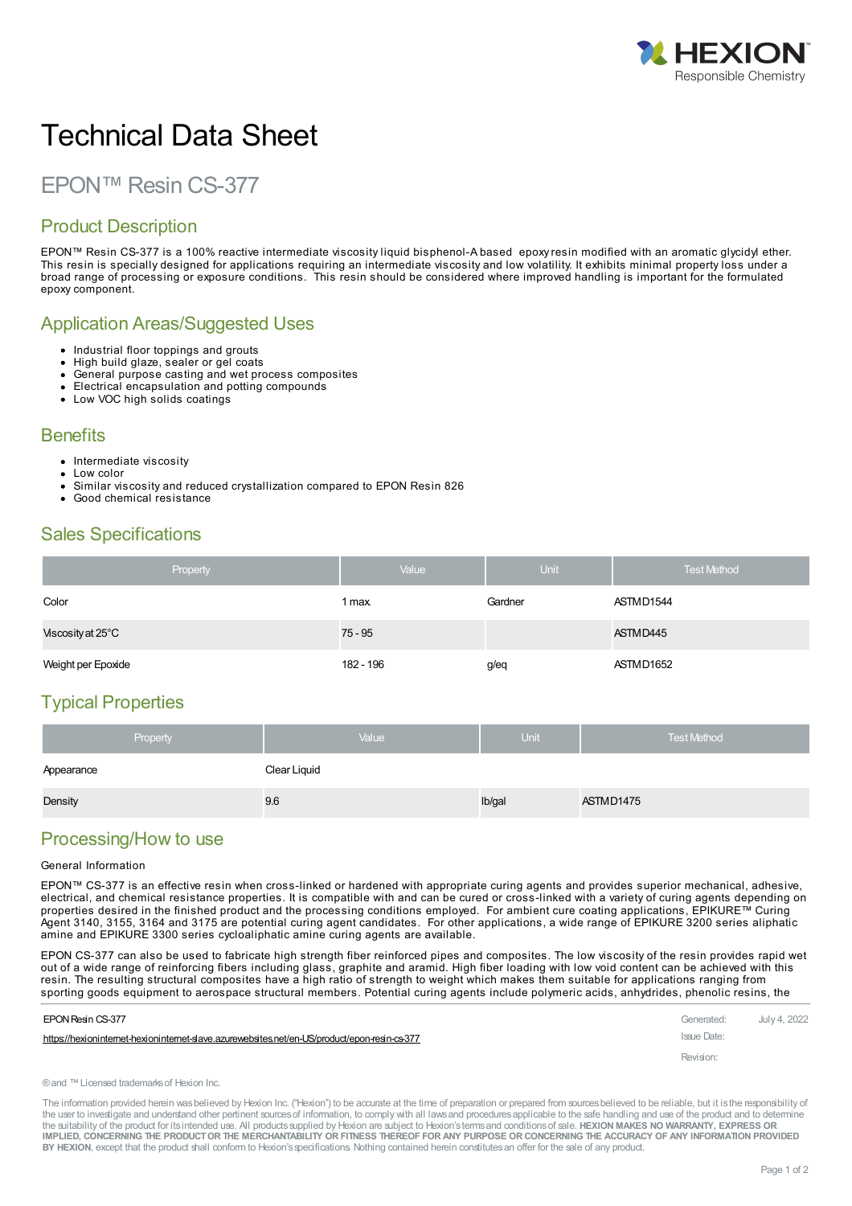# Technical Data Sheet

## EPON™ Resin CS-377

## Product Description

EPON™ Resin CS-377 is a 100% reactive intermediate viscosity liquid bisphenol-A based epoxy resin modified with an aromatic glycidyl ether. This resin is specially designed for applications requiring an intermediate viscosity and low volatility. It exhibits minimal property loss under a broad range of processing or exposure conditions. This resin should be considered where improved handling is important for the formulated epoxy component.

## Application Areas/Suggested Uses

- Industrial floor toppings and grouts
- High build glaze, sealer or gel coats
- General purpose casting and wet process composites
- Electrical encapsulation and potting compounds
- Low VOC high solids coatings

## Benefits

- Intermediate viscosity
- Low color
- Similar viscosity and reduced crystallization compared to EPON Resin 826
- Good chemical resistance

## Sales Specifications

| Property | Value | Unit | Test Method |
|---|---|---|---|
| Color | 1 max. | Gardner | ASTM D1544 |
| Viscosity at 25°C | 75 - 95 | | ASTM D445 |
| Weight per Epoxide | 182 - 196 | g/eq | ASTM D1652 |

## Typical Properties

| Property | Value | Unit | Test Method |
|---|---|---|---|
| Appearance | Clear Liquid | | |
| Density | 9.6 | lb/gal | ASTM D1475 |

## Processing/How to use

General Information

EPON™ CS-377 is an effective resin when cross-linked or hardened with appropriate curing agents and provides superior mechanical, adhesive, electrical, and chemical resistance properties. It is compatible with and can be cured or cross-linked with a variety of curing agents depending on properties desired in the finished product and the processing conditions employed. For ambient cure coating applications, EPIKURE™ Curing Agent 3140, 3155, 3164 and 3175 are potential curing agent candidates. For other applications, a wide range of EPIKURE 3200 series aliphatic amine and EPIKURE 3300 series cycloaliphatic amine curing agents are available.

EPON CS-377 can also be used to fabricate high strength fiber reinforced pipes and composites. The low viscosity of the resin provides rapid wet out of a wide range of reinforcing fibers including glass, graphite and aramid. High fiber loading with low void content can be achieved with this resin. The resulting structural composites have a high ratio of strength to weight which makes them suitable for applications ranging from sporting goods equipment to aerospace structural members. Potential curing agents include polymeric acids, anhydrides, phenolic resins, the

EPON Resin CS-377

https://hexioninternet-hexioninternet-slave.azurewebsites.net/en-US/product/epon-resin-cs-377

Generated: July 4, 2022
Issue Date:
Revision:

® and ™ Licensed trademarks of Hexion Inc.

The information provided herein was believed by Hexion Inc. ("Hexion") to be accurate at the time of preparation or prepared from sources believed to be reliable, but it is the responsibility of the user to investigate and understand other pertinent sources of information, to comply with all laws and procedures applicable to the safe handling and use of the product and to determine the suitability of the product for its intended use. All products supplied by Hexion are subject to Hexion's terms and conditions of sale. **HEXION MAKES NO WARRANTY, EXPRESS OR IMPLIED, CONCERNING THE PRODUCT OR THE MERCHANTABILITY OR FITNESS THEREOF FOR ANY PURPOSE OR CONCERNING THE ACCURACY OF ANY INFORMATION PROVIDED BY HEXION**, except that the product shall conform to Hexion's specifications. Nothing contained herein constitutes an offer for the sale of any product.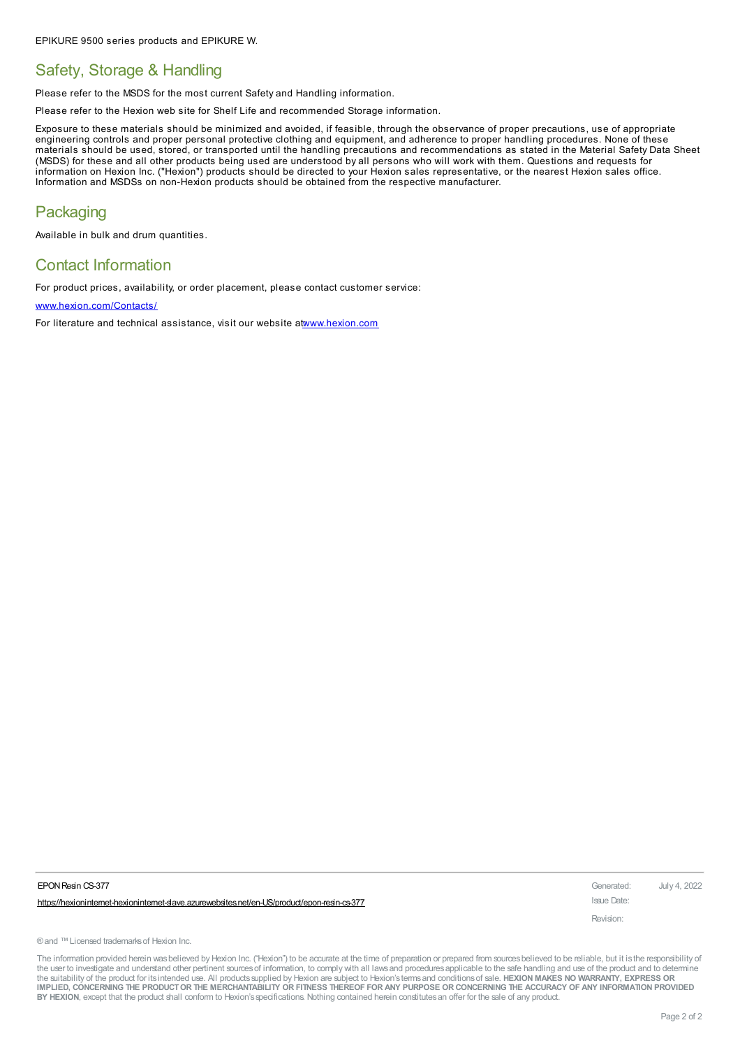EPIKURE 9500 series products and EPIKURE W.

## Safety, Storage & Handling

Please refer to the MSDS for the most current Safety and Handling information.

Please refer to the Hexion web site for Shelf Life and recommended Storage information.

Exposure to these materials should be minimized and avoided, if feasible, through the observance of proper precautions, use of appropriate engineering controls and proper personal protective clothing and equipment, and adherence to proper handling procedures. None of these materials should be used, stored, or transported until the handling precautions and recommendations as stated in the Material Safety Data Sheet (MSDS) for these and all other products being used are understood by all persons who will work with them. Questions and requests for information on Hexion Inc. ("Hexion") products should be directed to your Hexion sales representative, or the nearest Hexion sales office. Information and MSDSs on non-Hexion products should be obtained from the respective manufacturer.

## Packaging

Available in bulk and drum quantities.

## Contact Information

For product prices, availability, or order placement, please contact customer service:

www.hexion.com/Contacts/

For literature and technical assistance, visit our website at www.hexion.com

EPON Resin CS-377

https://hexioninternet-hexioninternet-slave.azurewebsites.net/en-US/product/epon-resin-cs-377

Generated: July 4, 2022

Issue Date:

Revision:

® and ™ Licensed trademarks of Hexion Inc.

The information provided herein was believed by Hexion Inc. ("Hexion") to be accurate at the time of preparation or prepared from sources believed to be reliable, but it is the responsibility of the user to investigate and understand other pertinent sources of information, to comply with all laws and procedures applicable to the safe handling and use of the product and to determine the suitability of the product for its intended use. All products supplied by Hexion are subject to Hexion's terms and conditions of sale. **HEXION MAKES NO WARRANTY, EXPRESS OR IMPLIED, CONCERNING THE PRODUCT OR THE MERCHANTABILITY OR FITNESS THEREOF FOR ANY PURPOSE OR CONCERNING THE ACCURACY OF ANY INFORMATION PROVIDED BY HEXION**, except that the product shall conform to Hexion's specifications. Nothing contained herein constitutes an offer for the sale of any product.